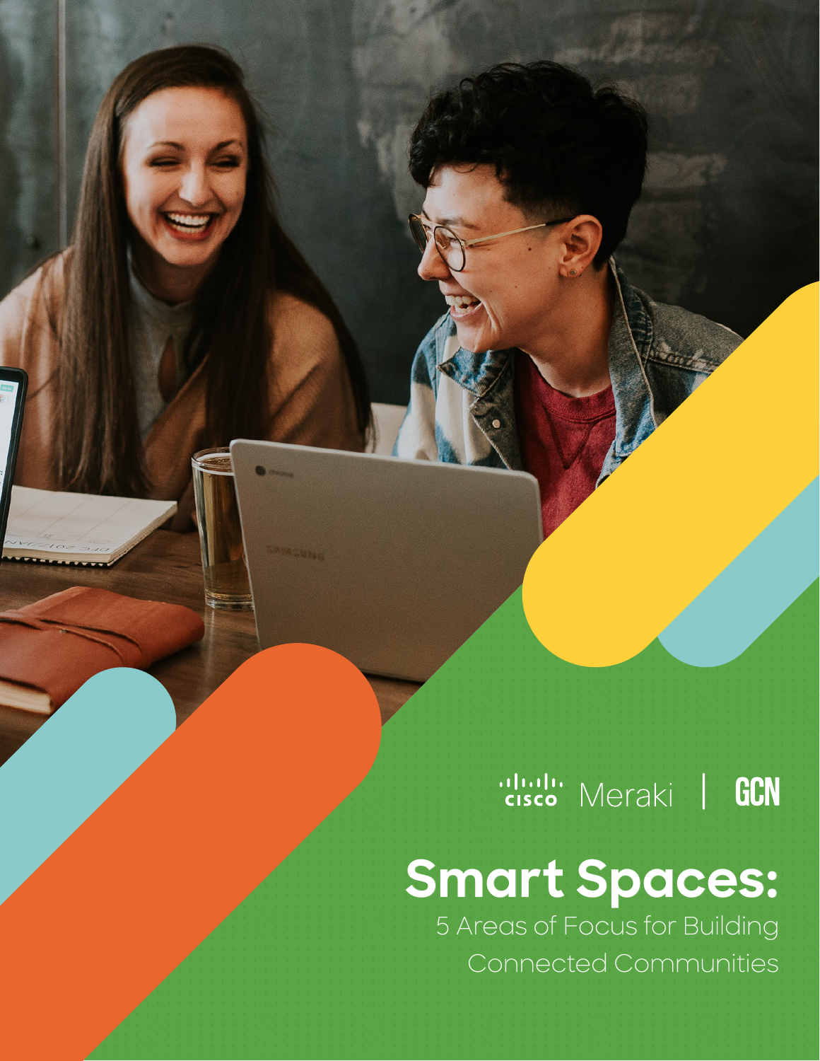Cisco Meraki | GCN

# Smart Spaces:

5 Areas of Focus for Building Connected Communities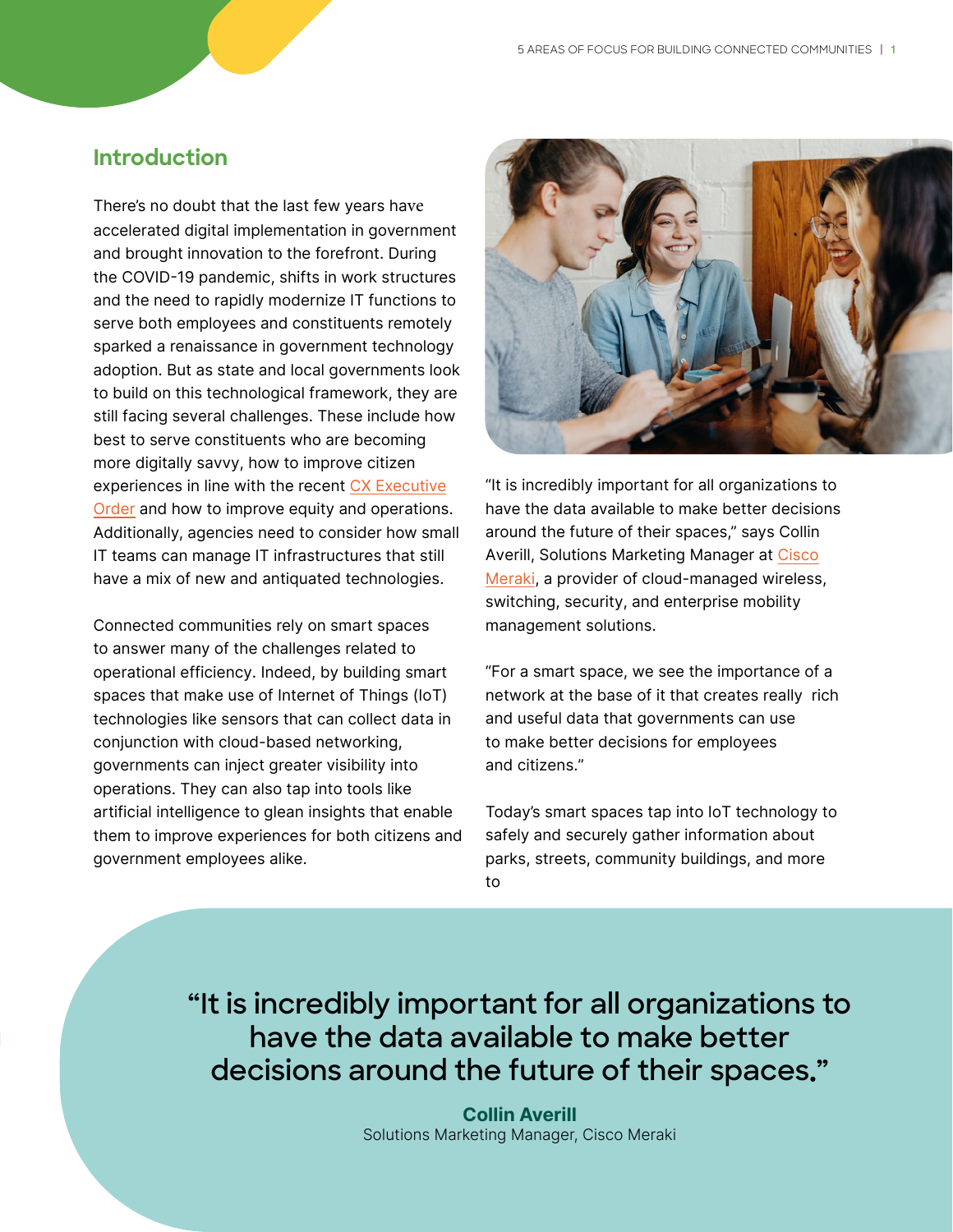## Introduction

There's no doubt that the last few years have accelerated digital implementation in government and brought innovation to the forefront. During the COVID-19 pandemic, shifts in work structures and the need to rapidly modernize IT functions to serve both employees and constituents remotely sparked a renaissance in government technology adoption. But as state and local governments look to build on this technological framework, they are still facing several challenges. These include how best to serve constituents who are becoming more digitally savvy, how to improve citizen experiences in line with the recent CX Executive Order and how to improve equity and operations. Additionally, agencies need to consider how small IT teams can manage IT infrastructures that still have a mix of new and antiquated technologies.

Connected communities rely on smart spaces to answer many of the challenges related to operational efficiency. Indeed, by building smart spaces that make use of Internet of Things (IoT) technologies like sensors that can collect data in conjunction with cloud-based networking, governments can inject greater visibility into operations. They can also tap into tools like artificial intelligence to glean insights that enable them to improve experiences for both citizens and government employees alike.

"It is incredibly important for all organizations to have the data available to make better decisions around the future of their spaces," says Collin Averill, Solutions Marketing Manager at Cisco Meraki, a provider of cloud-managed wireless, switching, security, and enterprise mobility management solutions.

"For a smart space, we see the importance of a network at the base of it that creates really rich and useful data that governments can use to make better decisions for employees and citizens."

Today's smart spaces tap into IoT technology to safely and securely gather information about parks, streets, community buildings, and more to

> "It is incredibly important for all organizations to have the data available to make better decisions around the future of their spaces."
>
> **Collin Averill**
> Solutions Marketing Manager, Cisco Meraki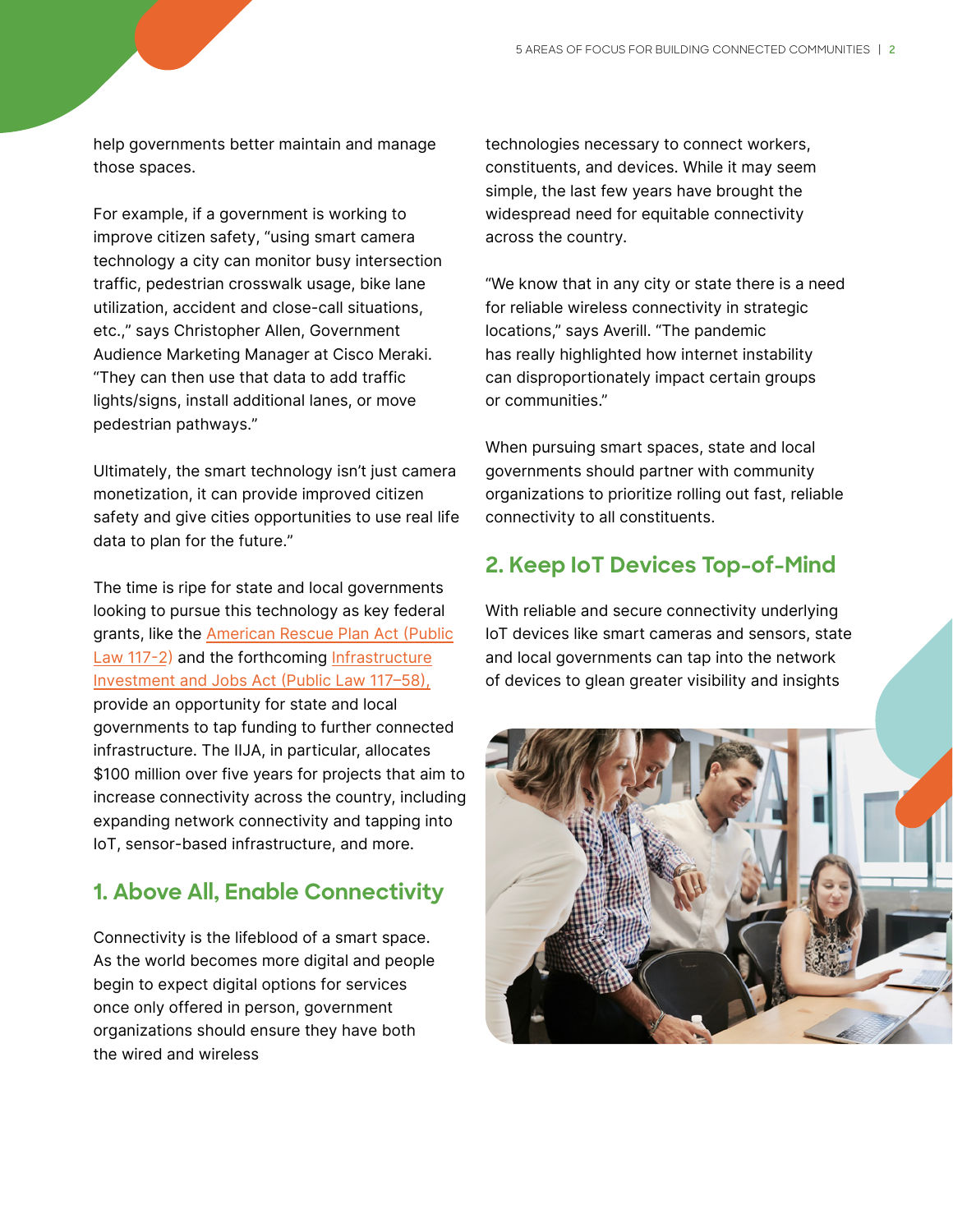help governments better maintain and manage those spaces.

For example, if a government is working to improve citizen safety, "using smart camera technology a city can monitor busy intersection traffic, pedestrian crosswalk usage, bike lane utilization, accident and close-call situations, etc.," says Christopher Allen, Government Audience Marketing Manager at Cisco Meraki. "They can then use that data to add traffic lights/signs, install additional lanes, or move pedestrian pathways."

Ultimately, the smart technology isn't just camera monetization, it can provide improved citizen safety and give cities opportunities to use real life data to plan for the future."

The time is ripe for state and local governments looking to pursue this technology as key federal grants, like the American Rescue Plan Act (Public Law 117-2) and the forthcoming Infrastructure Investment and Jobs Act (Public Law 117–58), provide an opportunity for state and local governments to tap funding to further connected infrastructure. The IIJA, in particular, allocates $100 million over five years for projects that aim to increase connectivity across the country, including expanding network connectivity and tapping into IoT, sensor-based infrastructure, and more.

## 1. Above All, Enable Connectivity

Connectivity is the lifeblood of a smart space. As the world becomes more digital and people begin to expect digital options for services once only offered in person, government organizations should ensure they have both the wired and wireless technologies necessary to connect workers, constituents, and devices. While it may seem simple, the last few years have brought the widespread need for equitable connectivity across the country.

"We know that in any city or state there is a need for reliable wireless connectivity in strategic locations," says Averill. "The pandemic has really highlighted how internet instability can disproportionately impact certain groups or communities."

When pursuing smart spaces, state and local governments should partner with community organizations to prioritize rolling out fast, reliable connectivity to all constituents.

## 2. Keep IoT Devices Top-of-Mind

With reliable and secure connectivity underlying IoT devices like smart cameras and sensors, state and local governments can tap into the network of devices to glean greater visibility and insights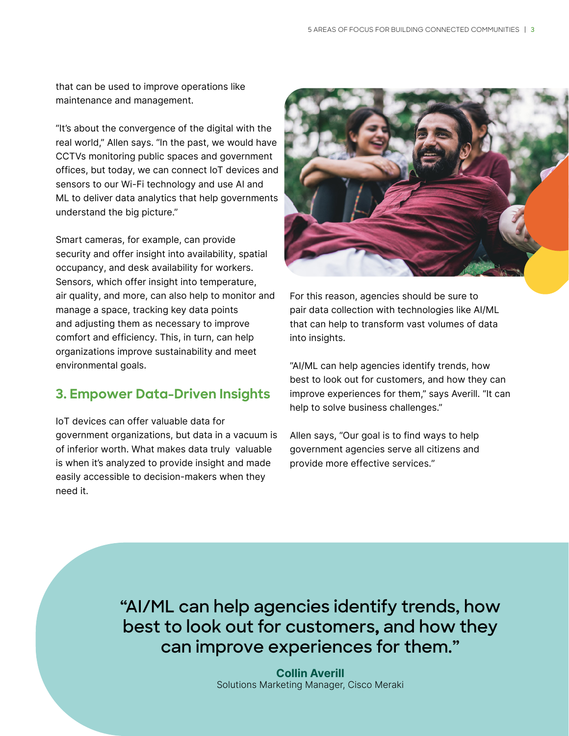that can be used to improve operations like maintenance and management.

"It's about the convergence of the digital with the real world," Allen says. "In the past, we would have CCTVs monitoring public spaces and government offices, but today, we can connect IoT devices and sensors to our Wi-Fi technology and use AI and ML to deliver data analytics that help governments understand the big picture."

Smart cameras, for example, can provide security and offer insight into availability, spatial occupancy, and desk availability for workers. Sensors, which offer insight into temperature, air quality, and more, can also help to monitor and manage a space, tracking key data points and adjusting them as necessary to improve comfort and efficiency. This, in turn, can help organizations improve sustainability and meet environmental goals.

## 3. Empower Data-Driven Insights

IoT devices can offer valuable data for government organizations, but data in a vacuum is of inferior worth. What makes data truly valuable is when it's analyzed to provide insight and made easily accessible to decision-makers when they need it.

For this reason, agencies should be sure to pair data collection with technologies like AI/ML that can help to transform vast volumes of data into insights.

"AI/ML can help agencies identify trends, how best to look out for customers, and how they can improve experiences for them," says Averill. "It can help to solve business challenges."

Allen says, "Our goal is to find ways to help government agencies serve all citizens and provide more effective services."

> **"AI/ML can help agencies identify trends, how best to look out for customers, and how they can improve experiences for them."**
>
> **Collin Averill**
> Solutions Marketing Manager, Cisco Meraki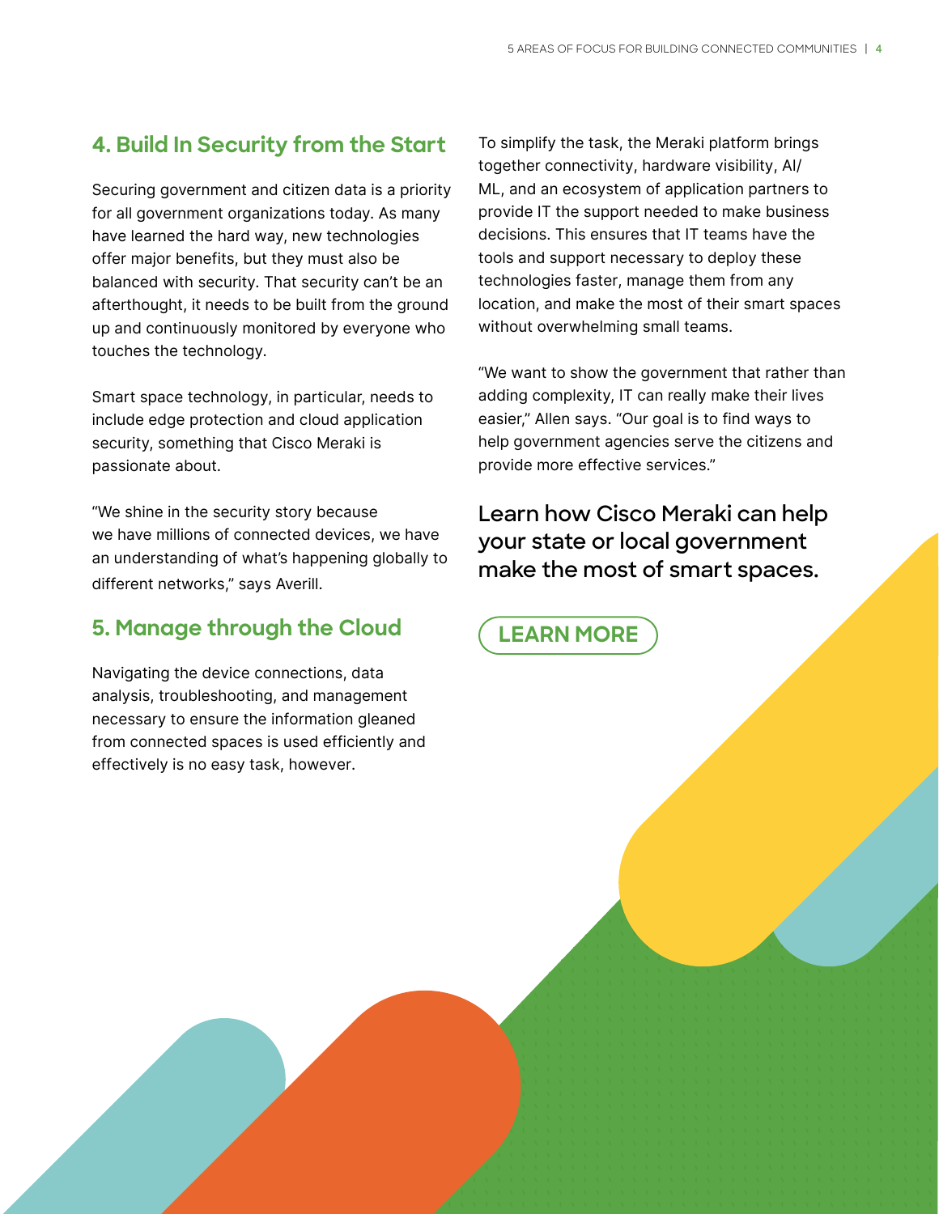## 4. Build In Security from the Start

Securing government and citizen data is a priority for all government organizations today. As many have learned the hard way, new technologies offer major benefits, but they must also be balanced with security. That security can't be an afterthought, it needs to be built from the ground up and continuously monitored by everyone who touches the technology.

Smart space technology, in particular, needs to include edge protection and cloud application security, something that Cisco Meraki is passionate about.

"We shine in the security story because we have millions of connected devices, we have an understanding of what's happening globally to different networks," says Averill.

## 5. Manage through the Cloud

Navigating the device connections, data analysis, troubleshooting, and management necessary to ensure the information gleaned from connected spaces is used efficiently and effectively is no easy task, however.

To simplify the task, the Meraki platform brings together connectivity, hardware visibility, AI/ML, and an ecosystem of application partners to provide IT the support needed to make business decisions. This ensures that IT teams have the tools and support necessary to deploy these technologies faster, manage them from any location, and make the most of their smart spaces without overwhelming small teams.

"We want to show the government that rather than adding complexity, IT can really make their lives easier," Allen says. "Our goal is to find ways to help government agencies serve the citizens and provide more effective services."

**Learn how Cisco Meraki can help your state or local government make the most of smart spaces.**

**LEARN MORE**